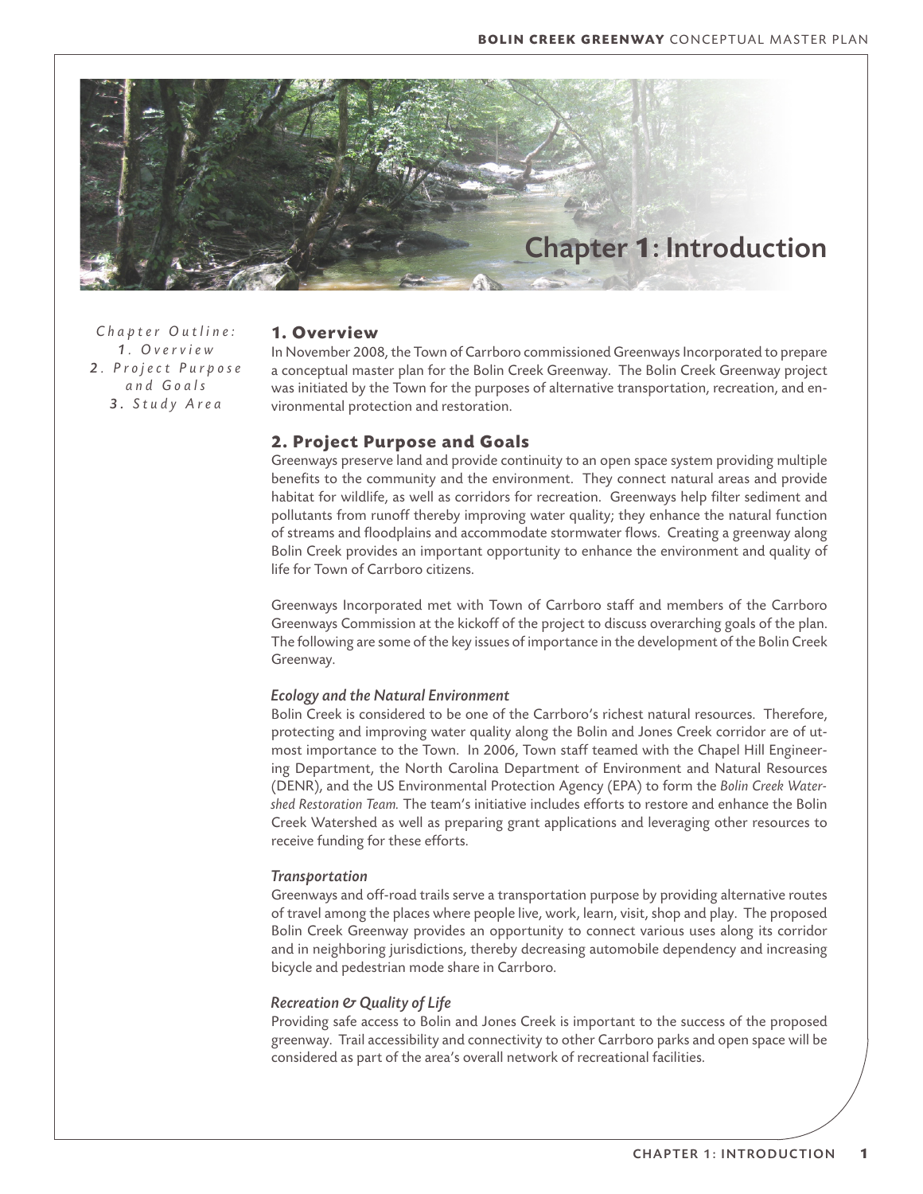# Chapter 1: Introduction

*Chapter Outline:*
*1. Overview*
*2. Project Purpose and Goals*
*3. Study Area*

## 1. Overview

In November 2008, the Town of Carrboro commissioned Greenways Incorporated to prepare a conceptual master plan for the Bolin Creek Greenway. The Bolin Creek Greenway project was initiated by the Town for the purposes of alternative transportation, recreation, and environmental protection and restoration.

## 2. Project Purpose and Goals

Greenways preserve land and provide continuity to an open space system providing multiple benefits to the community and the environment. They connect natural areas and provide habitat for wildlife, as well as corridors for recreation. Greenways help filter sediment and pollutants from runoff thereby improving water quality; they enhance the natural function of streams and floodplains and accommodate stormwater flows. Creating a greenway along Bolin Creek provides an important opportunity to enhance the environment and quality of life for Town of Carrboro citizens.

Greenways Incorporated met with Town of Carrboro staff and members of the Carrboro Greenways Commission at the kickoff of the project to discuss overarching goals of the plan. The following are some of the key issues of importance in the development of the Bolin Creek Greenway.

### *Ecology and the Natural Environment*

Bolin Creek is considered to be one of the Carrboro's richest natural resources. Therefore, protecting and improving water quality along the Bolin and Jones Creek corridor are of utmost importance to the Town. In 2006, Town staff teamed with the Chapel Hill Engineering Department, the North Carolina Department of Environment and Natural Resources (DENR), and the US Environmental Protection Agency (EPA) to form the *Bolin Creek Watershed Restoration Team.* The team's initiative includes efforts to restore and enhance the Bolin Creek Watershed as well as preparing grant applications and leveraging other resources to receive funding for these efforts.

### *Transportation*

Greenways and off-road trails serve a transportation purpose by providing alternative routes of travel among the places where people live, work, learn, visit, shop and play. The proposed Bolin Creek Greenway provides an opportunity to connect various uses along its corridor and in neighboring jurisdictions, thereby decreasing automobile dependency and increasing bicycle and pedestrian mode share in Carrboro.

### *Recreation & Quality of Life*

Providing safe access to Bolin and Jones Creek is important to the success of the proposed greenway. Trail accessibility and connectivity to other Carrboro parks and open space will be considered as part of the area's overall network of recreational facilities.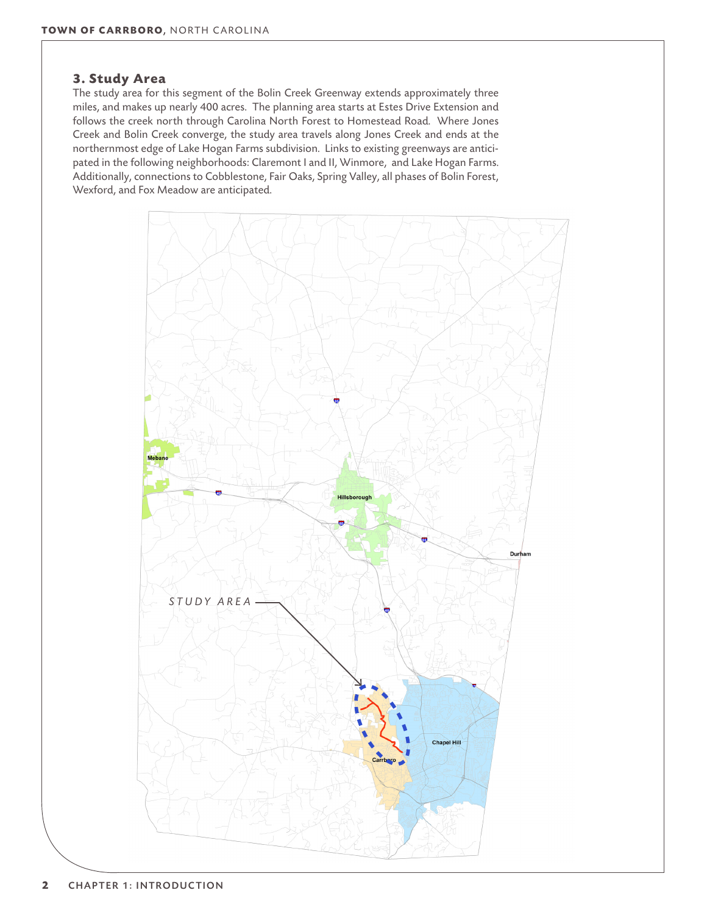## 3. Study Area

The study area for this segment of the Bolin Creek Greenway extends approximately three miles, and makes up nearly 400 acres. The planning area starts at Estes Drive Extension and follows the creek north through Carolina North Forest to Homestead Road. Where Jones Creek and Bolin Creek converge, the study area travels along Jones Creek and ends at the northernmost edge of Lake Hogan Farms subdivision. Links to existing greenways are anticipated in the following neighborhoods: Claremont I and II, Winmore, and Lake Hogan Farms. Additionally, connections to Cobblestone, Fair Oaks, Spring Valley, all phases of Bolin Forest, Wexford, and Fox Meadow are anticipated.

Mebane

Hillsborough

Durham

STUDY AREA

Chapel Hill

Carrboro